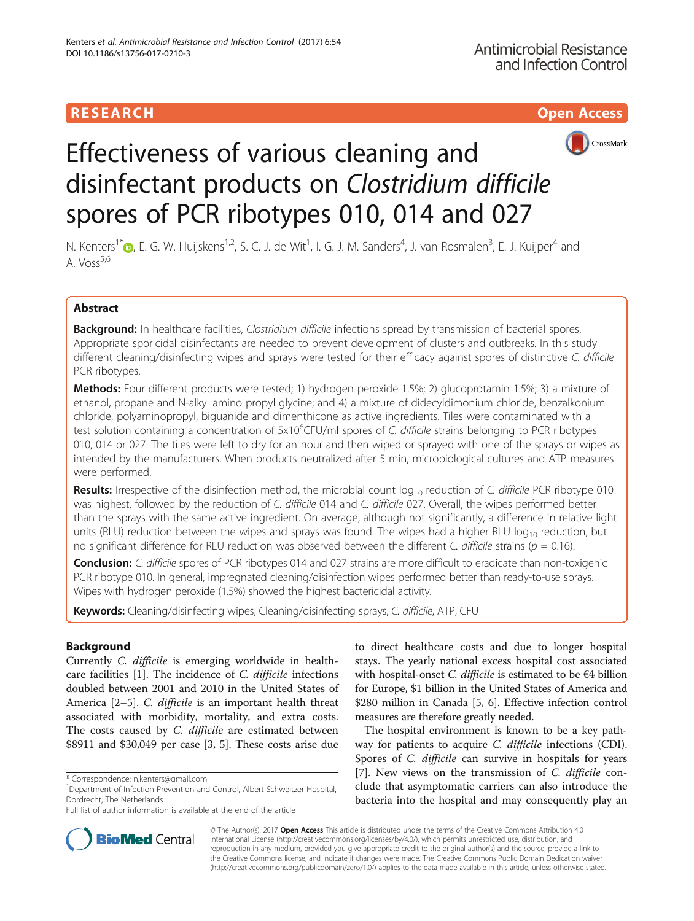RESEARCH Open Access

# Effectiveness of various cleaning and disinfectant products on *Clostridium difficile* spores of PCR ribotypes 010, 014 and 027

N. Kenters[1*], E. G. W. Huijskens[1,2], S. C. J. de Wit[1], I. G. J. M. Sanders[4], J. van Rosmalen[3], E. J. Kuijper[4] and A. Voss[5,6]

## Abstract

**Background:** In healthcare facilities, *Clostridium difficile* infections spread by transmission of bacterial spores. Appropriate sporicidal disinfectants are needed to prevent development of clusters and outbreaks. In this study different cleaning/disinfecting wipes and sprays were tested for their efficacy against spores of distinctive *C. difficile* PCR ribotypes.

**Methods:** Four different products were tested; 1) hydrogen peroxide 1.5%; 2) glucoprotamin 1.5%; 3) a mixture of ethanol, propane and N-alkyl amino propyl glycine; and 4) a mixture of didecyldimonium chloride, benzalkonium chloride, polyaminopropyl, biguanide and dimenthicone as active ingredients. Tiles were contaminated with a test solution containing a concentration of $5x10^6$CFU/ml spores of *C. difficile* strains belonging to PCR ribotypes 010, 014 or 027. The tiles were left to dry for an hour and then wiped or sprayed with one of the sprays or wipes as intended by the manufacturers. When products neutralized after 5 min, microbiological cultures and ATP measures were performed.

**Results:** Irrespective of the disinfection method, the microbial count $\log_{10}$ reduction of *C. difficile* PCR ribotype 010 was highest, followed by the reduction of *C. difficile* 014 and *C. difficile* 027. Overall, the wipes performed better than the sprays with the same active ingredient. On average, although not significantly, a difference in relative light units (RLU) reduction between the wipes and sprays was found. The wipes had a higher RLU $\log_{10}$ reduction, but no significant difference for RLU reduction was observed between the different *C. difficile* strains ($p = 0.16$).

**Conclusion:** *C. difficile* spores of PCR ribotypes 014 and 027 strains are more difficult to eradicate than non-toxigenic PCR ribotype 010. In general, impregnated cleaning/disinfection wipes performed better than ready-to-use sprays. Wipes with hydrogen peroxide (1.5%) showed the highest bactericidal activity.

**Keywords:** Cleaning/disinfecting wipes, Cleaning/disinfecting sprays, *C. difficile*, ATP, CFU

## Background

Currently *C. difficile* is emerging worldwide in healthcare facilities [1]. The incidence of *C. difficile* infections doubled between 2001 and 2010 in the United States of America [2–5]. *C. difficile* is an important health threat associated with morbidity, mortality, and extra costs. The costs caused by *C. difficile* are estimated between \$8911 and \$30,049 per case [3, 5]. These costs arise due to direct healthcare costs and due to longer hospital stays. The yearly national excess hospital cost associated with hospital-onset *C. difficile* is estimated to be €4 billion for Europe, \$1 billion in the United States of America and \$280 million in Canada [5, 6]. Effective infection control measures are therefore greatly needed.

The hospital environment is known to be a key pathway for patients to acquire *C. difficile* infections (CDI). Spores of *C. difficile* can survive in hospitals for years [7]. New views on the transmission of *C. difficile* conclude that asymptomatic carriers can also introduce the bacteria into the hospital and may consequently play an

\* Correspondence: n.kenters@gmail.com
[1]Department of Infection Prevention and Control, Albert Schweitzer Hospital, Dordrecht, The Netherlands
Full list of author information is available at the end of the article

© The Author(s). 2017 **Open Access** This article is distributed under the terms of the Creative Commons Attribution 4.0 International License (http://creativecommons.org/licenses/by/4.0/), which permits unrestricted use, distribution, and reproduction in any medium, provided you give appropriate credit to the original author(s) and the source, provide a link to the Creative Commons license, and indicate if changes were made. The Creative Commons Public Domain Dedication waiver (http://creativecommons.org/publicdomain/zero/1.0/) applies to the data made available in this article, unless otherwise stated.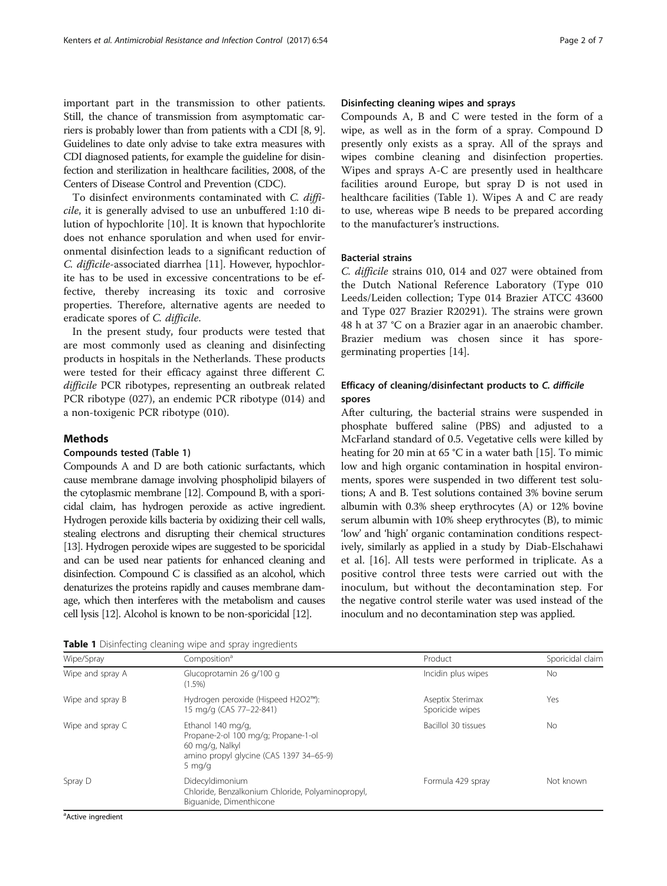important part in the transmission to other patients. Still, the chance of transmission from asymptomatic carriers is probably lower than from patients with a CDI [8, 9]. Guidelines to date only advise to take extra measures with CDI diagnosed patients, for example the guideline for disinfection and sterilization in healthcare facilities, 2008, of the Centers of Disease Control and Prevention (CDC).

To disinfect environments contaminated with *C. difficile*, it is generally advised to use an unbuffered 1:10 dilution of hypochlorite [10]. It is known that hypochlorite does not enhance sporulation and when used for environmental disinfection leads to a significant reduction of *C. difficile*-associated diarrhea [11]. However, hypochlorite has to be used in excessive concentrations to be effective, thereby increasing its toxic and corrosive properties. Therefore, alternative agents are needed to eradicate spores of *C. difficile*.

In the present study, four products were tested that are most commonly used as cleaning and disinfecting products in hospitals in the Netherlands. These products were tested for their efficacy against three different *C. difficile* PCR ribotypes, representing an outbreak related PCR ribotype (027), an endemic PCR ribotype (014) and a non-toxigenic PCR ribotype (010).

## Methods

### Compounds tested (Table 1)

Compounds A and D are both cationic surfactants, which cause membrane damage involving phospholipid bilayers of the cytoplasmic membrane [12]. Compound B, with a sporicidal claim, has hydrogen peroxide as active ingredient. Hydrogen peroxide kills bacteria by oxidizing their cell walls, stealing electrons and disrupting their chemical structures [13]. Hydrogen peroxide wipes are suggested to be sporicidal and can be used near patients for enhanced cleaning and disinfection. Compound C is classified as an alcohol, which denaturizes the proteins rapidly and causes membrane damage, which then interferes with the metabolism and causes cell lysis [12]. Alcohol is known to be non-sporicidal [12].

### Disinfecting cleaning wipes and sprays

Compounds A, B and C were tested in the form of a wipe, as well as in the form of a spray. Compound D presently only exists as a spray. All of the sprays and wipes combine cleaning and disinfection properties. Wipes and sprays A-C are presently used in healthcare facilities around Europe, but spray D is not used in healthcare facilities (Table 1). Wipes A and C are ready to use, whereas wipe B needs to be prepared according to the manufacturer's instructions.

### Bacterial strains

*C. difficile* strains 010, 014 and 027 were obtained from the Dutch National Reference Laboratory (Type 010 Leeds/Leiden collection; Type 014 Brazier ATCC 43600 and Type 027 Brazier R20291). The strains were grown 48 h at 37 °C on a Brazier agar in an anaerobic chamber. Brazier medium was chosen since it has spore-germinating properties [14].

### Efficacy of cleaning/disinfectant products to *C. difficile* spores

After culturing, the bacterial strains were suspended in phosphate buffered saline (PBS) and adjusted to a McFarland standard of 0.5. Vegetative cells were killed by heating for 20 min at 65 °C in a water bath [15]. To mimic low and high organic contamination in hospital environments, spores were suspended in two different test solutions; A and B. Test solutions contained 3% bovine serum albumin with 0.3% sheep erythrocytes (A) or 12% bovine serum albumin with 10% sheep erythrocytes (B), to mimic 'low' and 'high' organic contamination conditions respectively, similarly as applied in a study by Diab-Elschahawi et al. [16]. All tests were performed in triplicate. As a positive control three tests were carried out with the inoculum, but without the decontamination step. For the negative control sterile water was used instead of the inoculum and no decontamination step was applied.

**Table 1** Disinfecting cleaning wipe and spray ingredients

| Wipe/Spray | Composition[a] | Product | Sporicidal claim |
| --- | --- | --- | --- |
| Wipe and spray A | Glucoprotamin 26 g/100 g (1.5%) | Incidin plus wipes | No |
| Wipe and spray B | Hydrogen peroxide (Hispeed H2O2™): 15 mg/g (CAS 77–22-841) | Aseptix Sterimax Sporicide wipes | Yes |
| Wipe and spray C | Ethanol 140 mg/g, Propane-2-ol 100 mg/g; Propane-1-ol 60 mg/g, Nalkyl amino propyl glycine (CAS 1397 34–65-9) 5 mg/g | Bacillol 30 tissues | No |
| Spray D | Didecyldimonium Chloride, Benzalkonium Chloride, Polyaminopropyl, Biguanide, Dimenthicone | Formula 429 spray | Not known |

[a]Active ingredient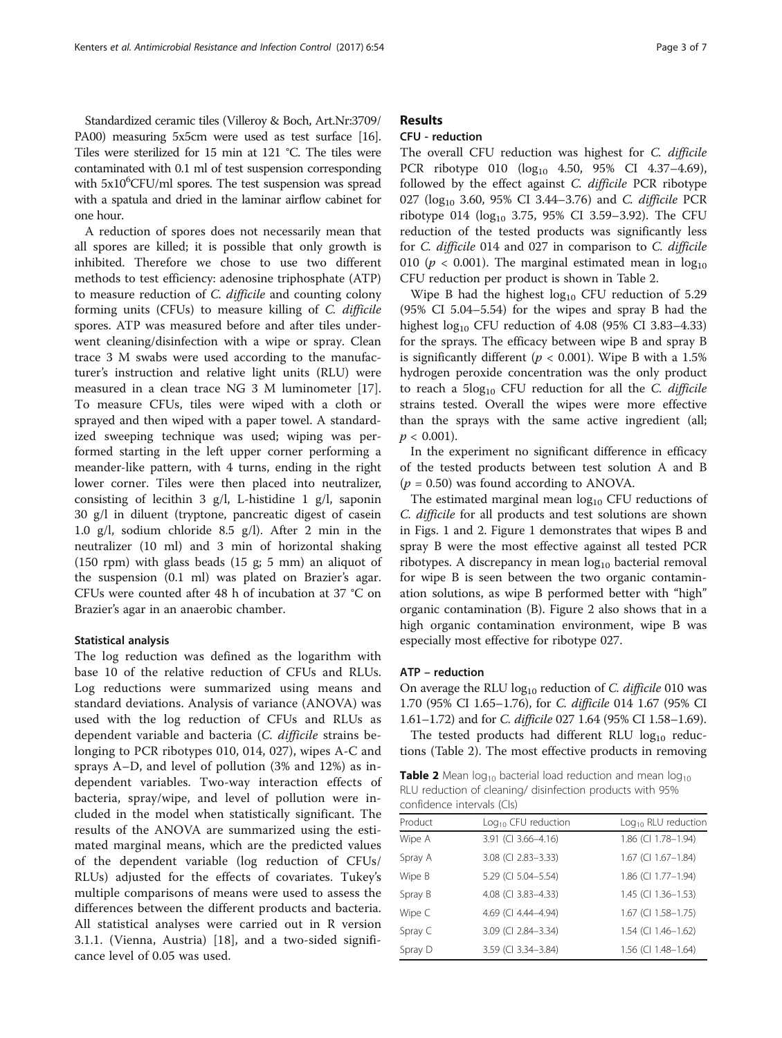Standardized ceramic tiles (Villeroy & Boch, Art.Nr:3709/PA00) measuring 5x5cm were used as test surface [16]. Tiles were sterilized for 15 min at 121 °C. The tiles were contaminated with 0.1 ml of test suspension corresponding with $5x10^6$CFU/ml spores. The test suspension was spread with a spatula and dried in the laminar airflow cabinet for one hour.

A reduction of spores does not necessarily mean that all spores are killed; it is possible that only growth is inhibited. Therefore we chose to use two different methods to test efficiency: adenosine triphosphate (ATP) to measure reduction of *C. difficile* and counting colony forming units (CFUs) to measure killing of *C. difficile* spores. ATP was measured before and after tiles underwent cleaning/disinfection with a wipe or spray. Clean trace 3 M swabs were used according to the manufacturer's instruction and relative light units (RLU) were measured in a clean trace NG 3 M luminometer [17]. To measure CFUs, tiles were wiped with a cloth or sprayed and then wiped with a paper towel. A standardized sweeping technique was used; wiping was performed starting in the left upper corner performing a meander-like pattern, with 4 turns, ending in the right lower corner. Tiles were then placed into neutralizer, consisting of lecithin 3 g/l, L-histidine 1 g/l, saponin 30 g/l in diluent (tryptone, pancreatic digest of casein 1.0 g/l, sodium chloride 8.5 g/l). After 2 min in the neutralizer (10 ml) and 3 min of horizontal shaking (150 rpm) with glass beads (15 g; 5 mm) an aliquot of the suspension (0.1 ml) was plated on Brazier's agar. CFUs were counted after 48 h of incubation at 37 °C on Brazier's agar in an anaerobic chamber.

### Statistical analysis

The log reduction was defined as the logarithm with base 10 of the relative reduction of CFUs and RLUs. Log reductions were summarized using means and standard deviations. Analysis of variance (ANOVA) was used with the log reduction of CFUs and RLUs as dependent variable and bacteria (*C. difficile* strains belonging to PCR ribotypes 010, 014, 027), wipes A-C and sprays A–D, and level of pollution (3% and 12%) as independent variables. Two-way interaction effects of bacteria, spray/wipe, and level of pollution were included in the model when statistically significant. The results of the ANOVA are summarized using the estimated marginal means, which are the predicted values of the dependent variable (log reduction of CFUs/RLUs) adjusted for the effects of covariates. Tukey's multiple comparisons of means were used to assess the differences between the different products and bacteria. All statistical analyses were carried out in R version 3.1.1. (Vienna, Austria) [18], and a two-sided significance level of 0.05 was used.

## Results

### CFU - reduction

The overall CFU reduction was highest for *C. difficile* PCR ribotype 010 ($log_{10}$ 4.50, 95% CI 4.37–4.69), followed by the effect against *C. difficile* PCR ribotype 027 ($log_{10}$ 3.60, 95% CI 3.44–3.76) and *C. difficile* PCR ribotype 014 ($log_{10}$ 3.75, 95% CI 3.59–3.92). The CFU reduction of the tested products was significantly less for *C. difficile* 014 and 027 in comparison to *C. difficile* 010 ($p < 0.001$). The marginal estimated mean in $log_{10}$ CFU reduction per product is shown in Table 2.

Wipe B had the highest $log_{10}$ CFU reduction of 5.29 (95% CI 5.04–5.54) for the wipes and spray B had the highest $log_{10}$ CFU reduction of 4.08 (95% CI 3.83–4.33) for the sprays. The efficacy between wipe B and spray B is significantly different ($p < 0.001$). Wipe B with a 1.5% hydrogen peroxide concentration was the only product to reach a $5log_{10}$ CFU reduction for all the *C. difficile* strains tested. Overall the wipes were more effective than the sprays with the same active ingredient (all; $p < 0.001$).

In the experiment no significant difference in efficacy of the tested products between test solution A and B ($p = 0.50$) was found according to ANOVA.

The estimated marginal mean $log_{10}$ CFU reductions of *C. difficile* for all products and test solutions are shown in Figs. 1 and 2. Figure 1 demonstrates that wipes B and spray B were the most effective against all tested PCR ribotypes. A discrepancy in mean $log_{10}$ bacterial removal for wipe B is seen between the two organic contamination solutions, as wipe B performed better with "high" organic contamination (B). Figure 2 also shows that in a high organic contamination environment, wipe B was especially most effective for ribotype 027.

### ATP – reduction

On average the RLU $log_{10}$ reduction of *C. difficile* 010 was 1.70 (95% CI 1.65–1.76), for *C. difficile* 014 1.67 (95% CI 1.61–1.72) and for *C. difficile* 027 1.64 (95% CI 1.58–1.69).

The tested products had different RLU $log_{10}$ reductions (Table 2). The most effective products in removing

**Table 2** Mean $log_{10}$ bacterial load reduction and mean $log_{10}$ RLU reduction of cleaning/ disinfection products with 95% confidence intervals (CIs)

| Product | $Log_{10}$ CFU reduction | $Log_{10}$ RLU reduction |
|---|---|---|
| Wipe A | 3.91 (CI 3.66–4.16) | 1.86 (CI 1.78–1.94) |
| Spray A | 3.08 (CI 2.83–3.33) | 1.67 (CI 1.67–1.84) |
| Wipe B | 5.29 (CI 5.04–5.54) | 1.86 (CI 1.77–1.94) |
| Spray B | 4.08 (CI 3.83–4.33) | 1.45 (CI 1.36–1.53) |
| Wipe C | 4.69 (CI 4.44–4.94) | 1.67 (CI 1.58–1.75) |
| Spray C | 3.09 (CI 2.84–3.34) | 1.54 (CI 1.46–1.62) |
| Spray D | 3.59 (CI 3.34–3.84) | 1.56 (CI 1.48–1.64) |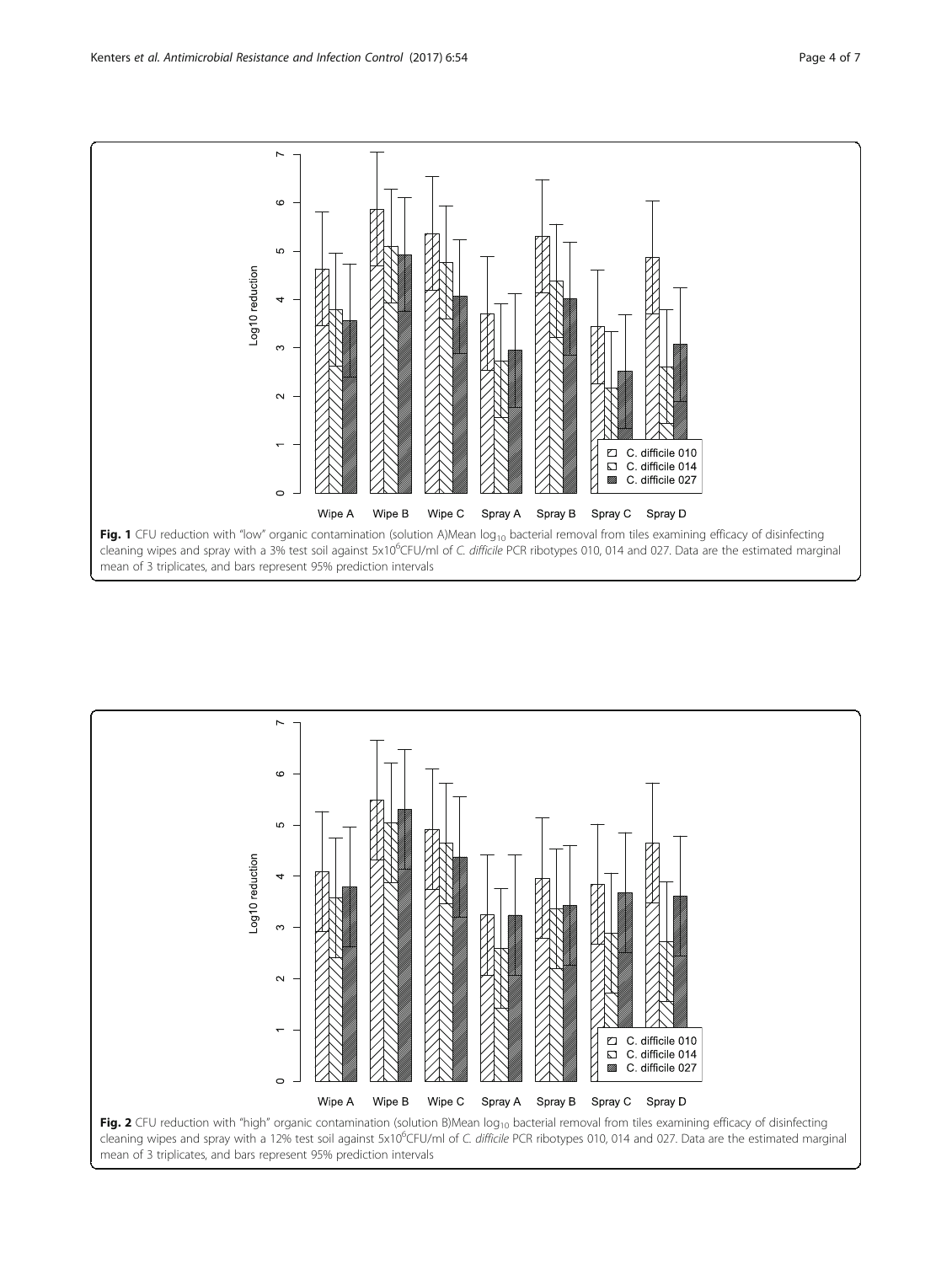**Fig. 1** CFU reduction with "low" organic contamination (solution A)Mean $\log_{10}$ bacterial removal from tiles examining efficacy of disinfecting cleaning wipes and spray with a 3% test soil against $5 \times 10^6$CFU/ml of *C. difficile* PCR ribotypes 010, 014 and 027. Data are the estimated marginal mean of 3 triplicates, and bars represent 95% prediction intervals

**Fig. 2** CFU reduction with "high" organic contamination (solution B)Mean $\log_{10}$ bacterial removal from tiles examining efficacy of disinfecting cleaning wipes and spray with a 12% test soil against $5 \times 10^6$CFU/ml of *C. difficile* PCR ribotypes 010, 014 and 027. Data are the estimated marginal mean of 3 triplicates, and bars represent 95% prediction intervals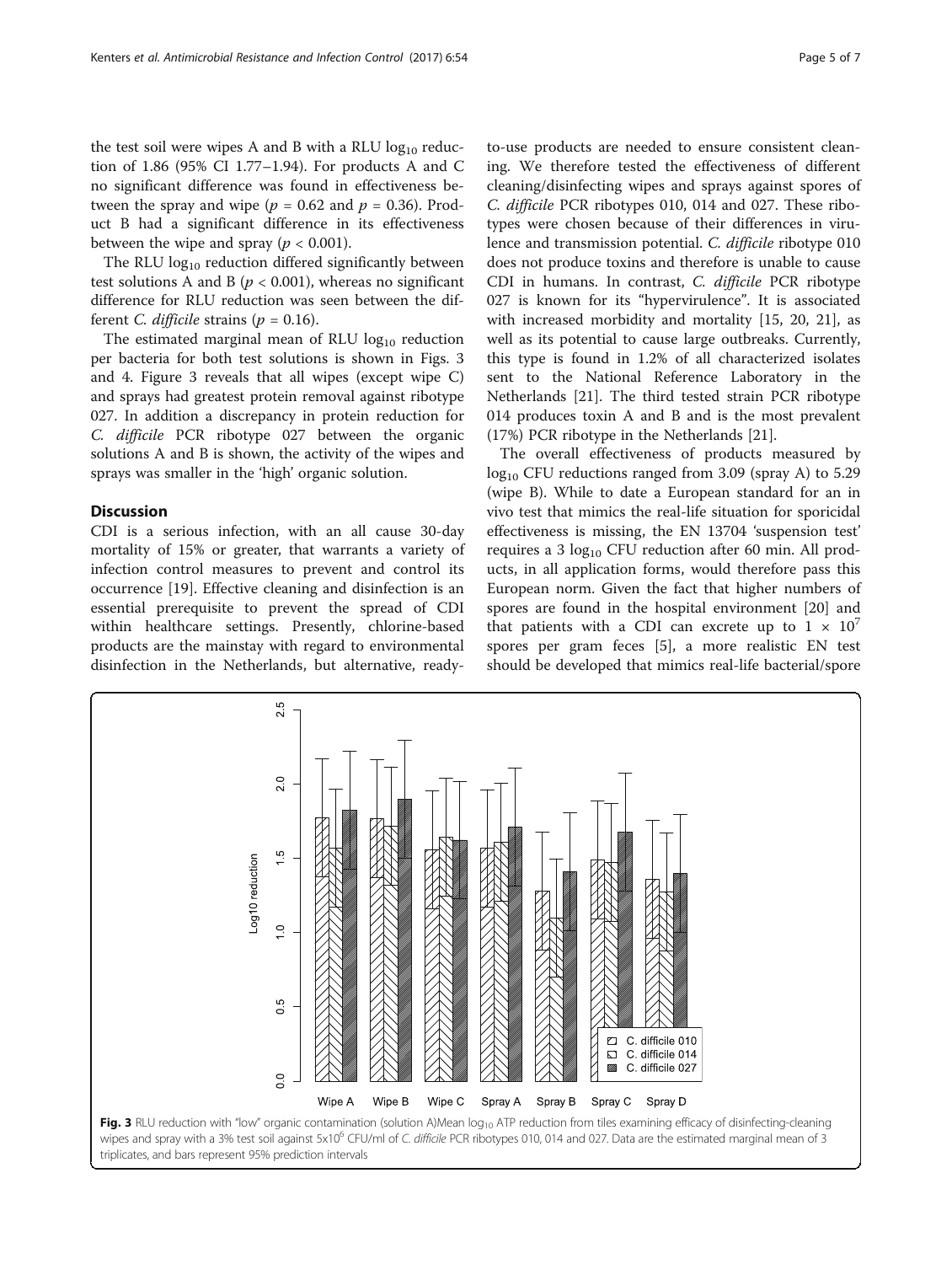the test soil were wipes A and B with a RLU $\log_{10}$ reduction of 1.86 (95% CI 1.77–1.94). For products A and C no significant difference was found in effectiveness between the spray and wipe ($p = 0.62$ and $p = 0.36$). Product B had a significant difference in its effectiveness between the wipe and spray ($p < 0.001$).

The RLU $\log_{10}$ reduction differed significantly between test solutions A and B ($p < 0.001$), whereas no significant difference for RLU reduction was seen between the different *C. difficile* strains ($p = 0.16$).

The estimated marginal mean of RLU $\log_{10}$ reduction per bacteria for both test solutions is shown in Figs. 3 and 4. Figure 3 reveals that all wipes (except wipe C) and sprays had greatest protein removal against ribotype 027. In addition a discrepancy in protein reduction for *C. difficile* PCR ribotype 027 between the organic solutions A and B is shown, the activity of the wipes and sprays was smaller in the 'high' organic solution.

## Discussion

CDI is a serious infection, with an all cause 30-day mortality of 15% or greater, that warrants a variety of infection control measures to prevent and control its occurrence [19]. Effective cleaning and disinfection is an essential prerequisite to prevent the spread of CDI within healthcare settings. Presently, chlorine-based products are the mainstay with regard to environmental disinfection in the Netherlands, but alternative, ready-to-use products are needed to ensure consistent cleaning. We therefore tested the effectiveness of different cleaning/disinfecting wipes and sprays against spores of *C. difficile* PCR ribotypes 010, 014 and 027. These ribotypes were chosen because of their differences in virulence and transmission potential. *C. difficile* ribotype 010 does not produce toxins and therefore is unable to cause CDI in humans. In contrast, *C. difficile* PCR ribotype 027 is known for its "hypervirulence". It is associated with increased morbidity and mortality [15, 20, 21], as well as its potential to cause large outbreaks. Currently, this type is found in 1.2% of all characterized isolates sent to the National Reference Laboratory in the Netherlands [21]. The third tested strain PCR ribotype 014 produces toxin A and B and is the most prevalent (17%) PCR ribotype in the Netherlands [21].

The overall effectiveness of products measured by $\log_{10}$ CFU reductions ranged from 3.09 (spray A) to 5.29 (wipe B). While to date a European standard for an in vivo test that mimics the real-life situation for sporicidal effectiveness is missing, the EN 13704 'suspension test' requires a 3 $\log_{10}$ CFU reduction after 60 min. All products, in all application forms, would therefore pass this European norm. Given the fact that higher numbers of spores are found in the hospital environment [20] and that patients with a CDI can excrete up to $1 \times 10^7$ spores per gram feces [5], a more realistic EN test should be developed that mimics real-life bacterial/spore

**Fig. 3** RLU reduction with "low" organic contamination (solution A)Mean $\log_{10}$ ATP reduction from tiles examining efficacy of disinfecting-cleaning wipes and spray with a 3% test soil against $5 \times 10^6$ CFU/ml of *C. difficile* PCR ribotypes 010, 014 and 027. Data are the estimated marginal mean of 3 triplicates, and bars represent 95% prediction intervals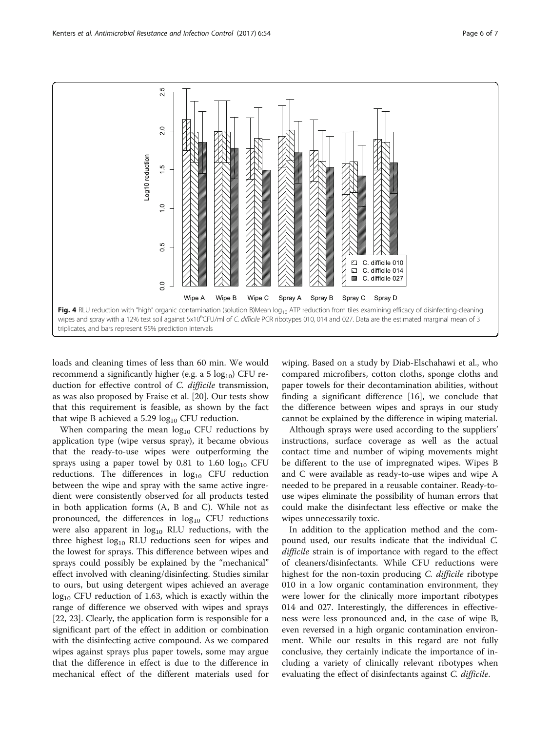Fig. 4 RLU reduction with "high" organic contamination (solution B)Mean $\log_{10}$ ATP reduction from tiles examining efficacy of disinfecting-cleaning wipes and spray with a 12% test soil against $5 \times 10^6$CFU/ml of *C. difficile* PCR ribotypes 010, 014 and 027. Data are the estimated marginal mean of 3 triplicates, and bars represent 95% prediction intervals

loads and cleaning times of less than 60 min. We would recommend a significantly higher (e.g. a 5 $\log_{10}$) CFU reduction for effective control of *C. difficile* transmission, as was also proposed by Fraise et al. [20]. Our tests show that this requirement is feasible, as shown by the fact that wipe B achieved a 5.29 $\log_{10}$ CFU reduction.

When comparing the mean $\log_{10}$ CFU reductions by application type (wipe versus spray), it became obvious that the ready-to-use wipes were outperforming the sprays using a paper towel by 0.81 to 1.60 $\log_{10}$ CFU reductions. The differences in $\log_{10}$ CFU reduction between the wipe and spray with the same active ingredient were consistently observed for all products tested in both application forms (A, B and C). While not as pronounced, the differences in $\log_{10}$ CFU reductions were also apparent in $\log_{10}$ RLU reductions, with the three highest $\log_{10}$ RLU reductions seen for wipes and the lowest for sprays. This difference between wipes and sprays could possibly be explained by the "mechanical" effect involved with cleaning/disinfecting. Studies similar to ours, but using detergent wipes achieved an average $\log_{10}$ CFU reduction of 1.63, which is exactly within the range of difference we observed with wipes and sprays [22, 23]. Clearly, the application form is responsible for a significant part of the effect in addition or combination with the disinfecting active compound. As we compared wipes against sprays plus paper towels, some may argue that the difference in effect is due to the difference in mechanical effect of the different materials used for wiping. Based on a study by Diab-Elschahawi et al., who compared microfibers, cotton cloths, sponge cloths and paper towels for their decontamination abilities, without finding a significant difference [16], we conclude that the difference between wipes and sprays in our study cannot be explained by the difference in wiping material.

Although sprays were used according to the suppliers' instructions, surface coverage as well as the actual contact time and number of wiping movements might be different to the use of impregnated wipes. Wipes B and C were available as ready-to-use wipes and wipe A needed to be prepared in a reusable container. Ready-to-use wipes eliminate the possibility of human errors that could make the disinfectant less effective or make the wipes unnecessarily toxic.

In addition to the application method and the compound used, our results indicate that the individual *C. difficile* strain is of importance with regard to the effect of cleaners/disinfectants. While CFU reductions were highest for the non-toxin producing *C. difficile* ribotype 010 in a low organic contamination environment, they were lower for the clinically more important ribotypes 014 and 027. Interestingly, the differences in effectiveness were less pronounced and, in the case of wipe B, even reversed in a high organic contamination environment. While our results in this regard are not fully conclusive, they certainly indicate the importance of including a variety of clinically relevant ribotypes when evaluating the effect of disinfectants against *C. difficile*.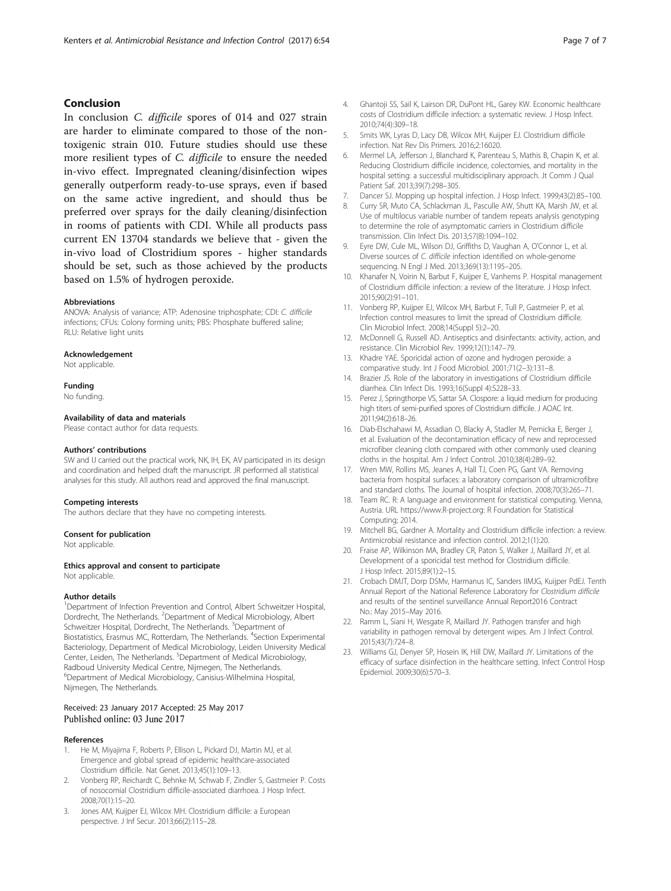## Conclusion

In conclusion *C. difficile* spores of 014 and 027 strain are harder to eliminate compared to those of the non-toxigenic strain 010. Future studies should use these more resilient types of *C. difficile* to ensure the needed in-vivo effect. Impregnated cleaning/disinfection wipes generally outperform ready-to-use sprays, even if based on the same active ingredient, and should thus be preferred over sprays for the daily cleaning/disinfection in rooms of patients with CDI. While all products pass current EN 13704 standards we believe that - given the in-vivo load of Clostridium spores - higher standards should be set, such as those achieved by the products based on 1.5% of hydrogen peroxide.

#### Abbreviations

ANOVA: Analysis of variance; ATP: Adenosine triphosphate; CDI: *C. difficile* infections; CFUs: Colony forming units; PBS: Phosphate buffered saline; RLU: Relative light units

#### Acknowledgement

Not applicable.

#### Funding

No funding.

#### Availability of data and materials

Please contact author for data requests.

#### Authors' contributions

SW and IJ carried out the practical work, NK, IH, EK, AV participated in its design and coordination and helped draft the manuscript. JR performed all statistical analyses for this study. All authors read and approved the final manuscript.

#### Competing interests

The authors declare that they have no competing interests.

#### Consent for publication

Not applicable.

#### Ethics approval and consent to participate

Not applicable.

#### Author details

[1]Department of Infection Prevention and Control, Albert Schweitzer Hospital, Dordrecht, The Netherlands. [2]Department of Medical Microbiology, Albert Schweitzer Hospital, Dordrecht, The Netherlands. [3]Department of Biostatistics, Erasmus MC, Rotterdam, The Netherlands. [4]Section Experimental Bacteriology, Department of Medical Microbiology, Leiden University Medical Center, Leiden, The Netherlands. [5]Department of Medical Microbiology, Radboud University Medical Centre, Nijmegen, The Netherlands. [6]Department of Medical Microbiology, Canisius-Wilhelmina Hospital, Nijmegen, The Netherlands.

Received: 23 January 2017 Accepted: 25 May 2017
Published online: 03 June 2017

#### References

1. He M, Miyajima F, Roberts P, Ellison L, Pickard DJ, Martin MJ, et al. Emergence and global spread of epidemic healthcare-associated Clostridium difficile. Nat Genet. 2013;45(1):109–13.
2. Vonberg RP, Reichardt C, Behnke M, Schwab F, Zindler S, Gastmeier P. Costs of nosocomial Clostridium difficile-associated diarrhoea. J Hosp Infect. 2008;70(1):15–20.
3. Jones AM, Kuijper EJ, Wilcox MH. Clostridium difficile: a European perspective. J Inf Secur. 2013;66(2):115–28.
4. Ghantoji SS, Sail K, Lairson DR, DuPont HL, Garey KW. Economic healthcare costs of Clostridium difficile infection: a systematic review. J Hosp Infect. 2010;74(4):309–18.
5. Smits WK, Lyras D, Lacy DB, Wilcox MH, Kuijper EJ. Clostridium difficile infection. Nat Rev Dis Primers. 2016;2:16020.
6. Mermel LA, Jefferson J, Blanchard K, Parenteau S, Mathis B, Chapin K, et al. Reducing Clostridium difficile incidence, colectomies, and mortality in the hospital setting: a successful multidisciplinary approach. Jt Comm J Qual Patient Saf. 2013;39(7):298–305.
7. Dancer SJ. Mopping up hospital infection. J Hosp Infect. 1999;43(2):85–100.
8. Curry SR, Muto CA, Schlackman JL, Pasculle AW, Shutt KA, Marsh JW, et al. Use of multilocus variable number of tandem repeats analysis genotyping to determine the role of asymptomatic carriers in Clostridium difficile transmission. Clin Infect Dis. 2013;57(8):1094–102.
9. Eyre DW, Cule ML, Wilson DJ, Griffiths D, Vaughan A, O'Connor L, et al. Diverse sources of *C. difficile* infection identified on whole-genome sequencing. N Engl J Med. 2013;369(13):1195–205.
10. Khanafer N, Voirin N, Barbut F, Kuijper E, Vanhems P. Hospital management of Clostridium difficile infection: a review of the literature. J Hosp Infect. 2015;90(2):91–101.
11. Vonberg RP, Kuijper EJ, Wilcox MH, Barbut F, Tull P, Gastmeier P, et al. Infection control measures to limit the spread of Clostridium difficile. Clin Microbiol Infect. 2008;14(Suppl 5):2–20.
12. McDonnell G, Russell AD. Antiseptics and disinfectants: activity, action, and resistance. Clin Microbiol Rev. 1999;12(1):147–79.
13. Khadre YAE. Sporicidal action of ozone and hydrogen peroxide: a comparative study. Int J Food Microbiol. 2001;71(2–3):131–8.
14. Brazier JS. Role of the laboratory in investigations of Clostridium difficile diarrhea. Clin Infect Dis. 1993;16(Suppl 4):S228–33.
15. Perez J, Springthorpe VS, Sattar SA. Clospore: a liquid medium for producing high titers of semi-purified spores of Clostridium difficile. J AOAC Int. 2011;94(2):618–26.
16. Diab-Elschahawi M, Assadian O, Blacky A, Stadler M, Pernicka E, Berger J, et al. Evaluation of the decontamination efficacy of new and reprocessed microfiber cleaning cloth compared with other commonly used cleaning cloths in the hospital. Am J Infect Control. 2010;38(4):289–92.
17. Wren MW, Rollins MS, Jeanes A, Hall TJ, Coen PG, Gant VA. Removing bacteria from hospital surfaces: a laboratory comparison of ultramicrofibre and standard cloths. The Journal of hospital infection. 2008;70(3):265–71.
18. Team RC. R: A language and environment for statistical computing. Vienna, Austria. URL https://www.R-project.org: R Foundation for Statistical Computing; 2014.
19. Mitchell BG, Gardner A. Mortality and Clostridium difficile infection: a review. Antimicrobial resistance and infection control. 2012;1(1):20.
20. Fraise AP, Wilkinson MA, Bradley CR, Paton S, Walker J, Maillard JY, et al. Development of a sporicidal test method for Clostridium difficile. J Hosp Infect. 2015;89(1):2–15.
21. Crobach DMJT, Dorp DSMv, Harmanus IC, Sanders IIMJG, Kuijper PdEJ. Tenth Annual Report of the National Reference Laboratory for *Clostridium difficile* and results of the sentinel surveillance Annual Report2016 Contract No.: May 2015–May 2016.
22. Ramm L, Siani H, Wesgate R, Maillard JY. Pathogen transfer and high variability in pathogen removal by detergent wipes. Am J Infect Control. 2015;43(7):724–8.
23. Williams GJ, Denyer SP, Hosein IK, Hill DW, Maillard JY. Limitations of the efficacy of surface disinfection in the healthcare setting. Infect Control Hosp Epidemiol. 2009;30(6):570–3.